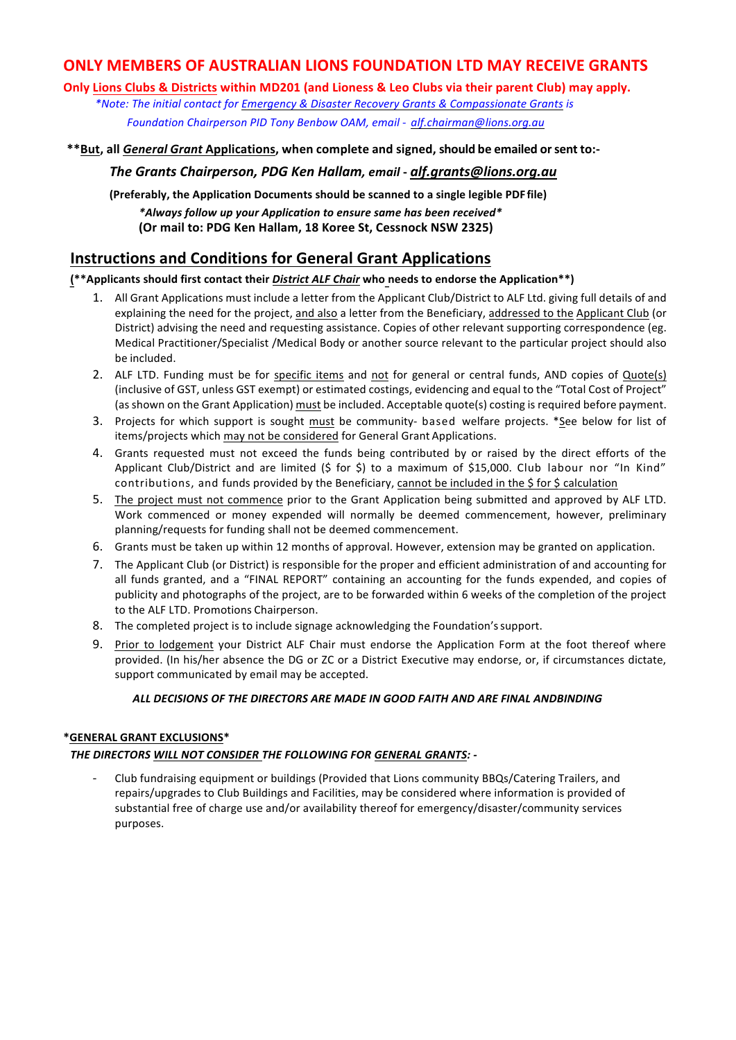## ONLY MEMBERS OF AUSTRALIAN LIONS FOUNDATION LTD MAY RECEIVE GRANTS

**Only Lions Clubs & Districts within MD201 (and Lioness & Leo Clubs via their parent Club) may apply.**

*\*Note: The initial contact for Emergency & Disaster Recovery Grants & Compassionate Grants is Foundation Chairperson PID Tony Benbow OAM, email - alf.chairman@lions.org.au*

**\*\*But, all *General Grant* Applications, when complete and signed, should be emailed or sent to:-**

***The Grants Chairperson, PDG Ken Hallam, email - alf.grants@lions.org.au***

**(Preferably, the Application Documents should be scanned to a single legible PDF file)**

***\*Always follow up your Application to ensure same has been received\****

**(Or mail to: PDG Ken Hallam, 18 Koree St, Cessnock NSW 2325)**

## Instructions and Conditions for General Grant Applications

**(\*\*Applicants should first contact their *District ALF Chair* who needs to endorse the Application\*\*)**

1. All Grant Applications must include a letter from the Applicant Club/District to ALF Ltd. giving full details of and explaining the need for the project, and also a letter from the Beneficiary, addressed to the Applicant Club (or District) advising the need and requesting assistance. Copies of other relevant supporting correspondence (eg. Medical Practitioner/Specialist /Medical Body or another source relevant to the particular project should also be included.
2. ALF LTD. Funding must be for specific items and not for general or central funds, AND copies of Quote(s) (inclusive of GST, unless GST exempt) or estimated costings, evidencing and equal to the "Total Cost of Project" (as shown on the Grant Application) must be included. Acceptable quote(s) costing is required before payment.
3. Projects for which support is sought must be community- based welfare projects. \*See below for list of items/projects which may not be considered for General Grant Applications.
4. Grants requested must not exceed the funds being contributed by or raised by the direct efforts of the Applicant Club/District and are limited ($ for $) to a maximum of $15,000. Club labour nor "In Kind" contributions, and funds provided by the Beneficiary, cannot be included in the $ for $ calculation
5. The project must not commence prior to the Grant Application being submitted and approved by ALF LTD. Work commenced or money expended will normally be deemed commencement, however, preliminary planning/requests for funding shall not be deemed commencement.
6. Grants must be taken up within 12 months of approval. However, extension may be granted on application.
7. The Applicant Club (or District) is responsible for the proper and efficient administration of and accounting for all funds granted, and a "FINAL REPORT" containing an accounting for the funds expended, and copies of publicity and photographs of the project, are to be forwarded within 6 weeks of the completion of the project to the ALF LTD. Promotions Chairperson.
8. The completed project is to include signage acknowledging the Foundation's support.
9. Prior to lodgement your District ALF Chair must endorse the Application Form at the foot thereof where provided. (In his/her absence the DG or ZC or a District Executive may endorse, or, if circumstances dictate, support communicated by email may be accepted.

***ALL DECISIONS OF THE DIRECTORS ARE MADE IN GOOD FAITH AND ARE FINAL ANDBINDING***

**\*GENERAL GRANT EXCLUSIONS\***

***THE DIRECTORS WILL NOT CONSIDER THE FOLLOWING FOR GENERAL GRANTS: -***

- Club fundraising equipment or buildings (Provided that Lions community BBQs/Catering Trailers, and repairs/upgrades to Club Buildings and Facilities, may be considered where information is provided of substantial free of charge use and/or availability thereof for emergency/disaster/community services purposes.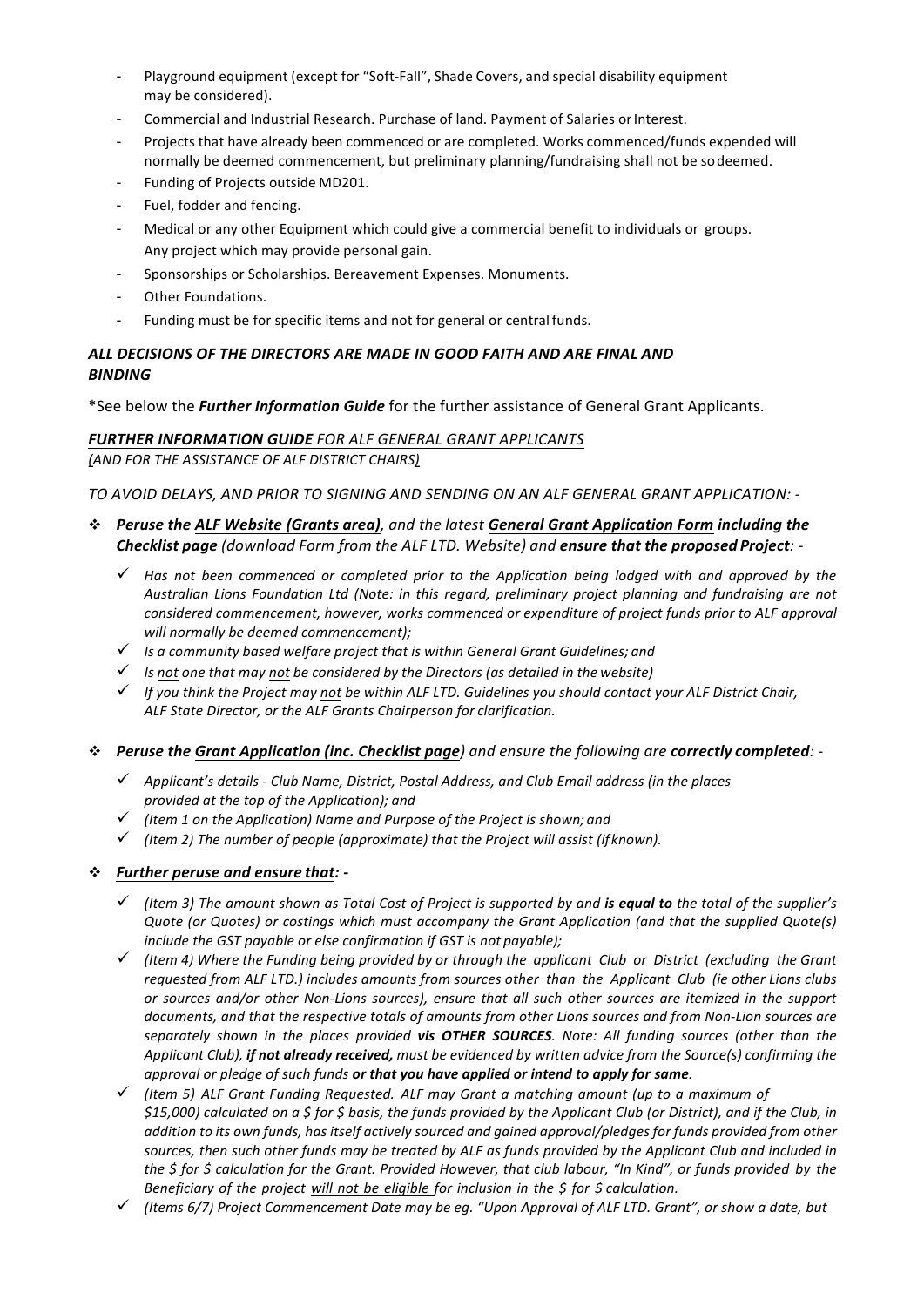- Playground equipment (except for "Soft-Fall", Shade Covers, and special disability equipment may be considered).
- Commercial and Industrial Research. Purchase of land. Payment of Salaries or Interest.
- Projects that have already been commenced or are completed. Works commenced/funds expended will normally be deemed commencement, but preliminary planning/fundraising shall not be so deemed.
- Funding of Projects outside MD201.
- Fuel, fodder and fencing.
- Medical or any other Equipment which could give a commercial benefit to individuals or groups. Any project which may provide personal gain.
- Sponsorships or Scholarships. Bereavement Expenses. Monuments.
- Other Foundations.
- Funding must be for specific items and not for general or central funds.

***ALL DECISIONS OF THE DIRECTORS ARE MADE IN GOOD FAITH AND ARE FINAL AND BINDING***

*See below the ***Further Information Guide*** for the further assistance of General Grant Applicants.

## ***FURTHER INFORMATION GUIDE*** *FOR ALF GENERAL GRANT APPLICANTS*

*(AND FOR THE ASSISTANCE OF ALF DISTRICT CHAIRS)*

*TO AVOID DELAYS, AND PRIOR TO SIGNING AND SENDING ON AN ALF GENERAL GRANT APPLICATION: -*

- ***Peruse the ALF Website (Grants area)****, and the latest* ***General Grant Application Form including the Checklist page*** *(download Form from the ALF LTD. Website) and* ***ensure that the proposed Project****: -*
  - ✓ *Has not been commenced or completed prior to the Application being lodged with and approved by the Australian Lions Foundation Ltd (Note: in this regard, preliminary project planning and fundraising are not considered commencement, however, works commenced or expenditure of project funds prior to ALF approval will normally be deemed commencement);*
  - ✓ *Is a community based welfare project that is within General Grant Guidelines; and*
  - ✓ *Is not one that may not be considered by the Directors (as detailed in the website)*
  - ✓ *If you think the Project may not be within ALF LTD. Guidelines you should contact your ALF District Chair, ALF State Director, or the ALF Grants Chairperson for clarification.*

- ***Peruse the Grant Application (inc. Checklist page****) and ensure the following are* ***correctly completed****: -*
  - ✓ *Applicant's details - Club Name, District, Postal Address, and Club Email address (in the places provided at the top of the Application); and*
  - ✓ *(Item 1 on the Application) Name and Purpose of the Project is shown; and*
  - ✓ *(Item 2) The number of people (approximate) that the Project will assist (if known).*

- ***Further peruse and ensure that: -***
  - ✓ *(Item 3) The amount shown as Total Cost of Project is supported by and* ***is equal to*** *the total of the supplier's Quote (or Quotes) or costings which must accompany the Grant Application (and that the supplied Quote(s) include the GST payable or else confirmation if GST is not payable);*
  - ✓ *(Item 4) Where the Funding being provided by or through the applicant Club or District (excluding the Grant requested from ALF LTD.) includes amounts from sources other than the Applicant Club (ie other Lions clubs or sources and/or other Non-Lions sources), ensure that all such other sources are itemized in the support documents, and that the respective totals of amounts from other Lions sources and from Non-Lion sources are separately shown in the places provided* ***vis OTHER SOURCES****. Note: All funding sources (other than the Applicant Club),* ***if not already received,*** *must be evidenced by written advice from the Source(s) confirming the approval or pledge of such funds* ***or that you have applied or intend to apply for same****.*
  - ✓ *(Item 5) ALF Grant Funding Requested. ALF may Grant a matching amount (up to a maximum of $15,000) calculated on a $ for $ basis, the funds provided by the Applicant Club (or District), and if the Club, in addition to its own funds, has itself actively sourced and gained approval/pledges for funds provided from other sources, then such other funds may be treated by ALF as funds provided by the Applicant Club and included in the $ for $ calculation for the Grant. Provided However, that club labour, "In Kind", or funds provided by the Beneficiary of the project will not be eligible for inclusion in the $ for $ calculation.*
  - ✓ *(Items 6/7) Project Commencement Date may be eg. "Upon Approval of ALF LTD. Grant", or show a date, but*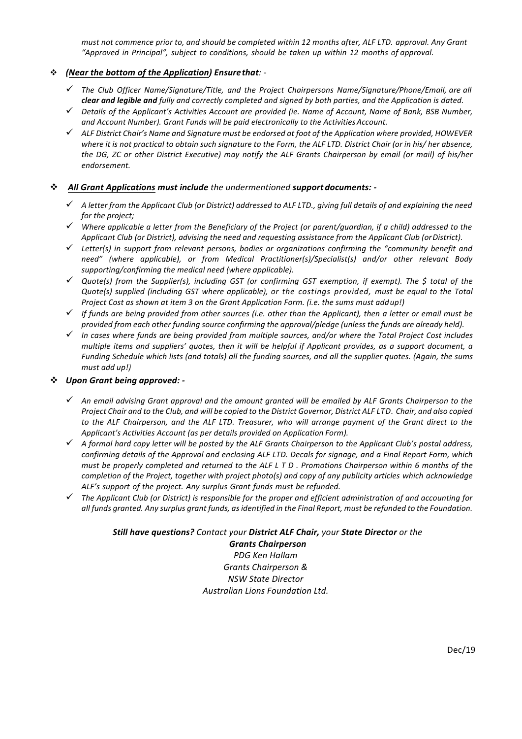*must not commence prior to, and should be completed within 12 months after, ALF LTD. approval. Any Grant "Approved in Principal", subject to conditions, should be taken up within 12 months of approval.*

- ***(Near the bottom of the Application) Ensure that:*** *-*
  - ✓ *The Club Officer Name/Signature/Title, and the Project Chairpersons Name/Signature/Phone/Email, are all* ***clear and legible and*** *fully and correctly completed and signed by both parties, and the Application is dated.*
  - ✓ *Details of the Applicant's Activities Account are provided (ie. Name of Account, Name of Bank, BSB Number, and Account Number). Grant Funds will be paid electronically to the Activities Account.*
  - ✓ *ALF District Chair's Name and Signature must be endorsed at foot of the Application where provided, HOWEVER where it is not practical to obtain such signature to the Form, the ALF LTD. District Chair (or in his/ her absence, the DG, ZC or other District Executive) may notify the ALF Grants Chairperson by email (or mail) of his/her endorsement.*

- ***All Grant Applications must include*** *the undermentioned* ***support documents: -***
  - ✓ *A letter from the Applicant Club (or District) addressed to ALF LTD., giving full details of and explaining the need for the project;*
  - ✓ *Where applicable a letter from the Beneficiary of the Project (or parent/guardian, if a child) addressed to the Applicant Club (or District), advising the need and requesting assistance from the Applicant Club (or District).*
  - ✓ *Letter(s) in support from relevant persons, bodies or organizations confirming the "community benefit and need" (where applicable), or from Medical Practitioner(s)/Specialist(s) and/or other relevant Body supporting/confirming the medical need (where applicable).*
  - ✓ *Quote(s) from the Supplier(s), including GST (or confirming GST exemption, if exempt). The $ total of the Quote(s) supplied (including GST where applicable), or the costings provided, must be equal to the Total Project Cost as shown at item 3 on the Grant Application Form. (i.e. the sums must add up!)*
  - ✓ *If funds are being provided from other sources (i.e. other than the Applicant), then a letter or email must be provided from each other funding source confirming the approval/pledge (unless the funds are already held).*
  - ✓ *In cases where funds are being provided from multiple sources, and/or where the Total Project Cost includes multiple items and suppliers' quotes, then it will be helpful if Applicant provides, as a support document, a Funding Schedule which lists (and totals) all the funding sources, and all the supplier quotes. (Again, the sums must add up!)*

- ***Upon Grant being approved: -***
  - ✓ *An email advising Grant approval and the amount granted will be emailed by ALF Grants Chairperson to the Project Chair and to the Club, and will be copied to the District Governor, District ALF LTD. Chair, and also copied to the ALF Chairperson, and the ALF LTD. Treasurer, who will arrange payment of the Grant direct to the Applicant's Activities Account (as per details provided on Application Form).*
  - ✓ *A formal hard copy letter will be posted by the ALF Grants Chairperson to the Applicant Club's postal address, confirming details of the Approval and enclosing ALF LTD. Decals for signage, and a Final Report Form, which must be properly completed and returned to the ALF LTD. Promotions Chairperson within 6 months of the completion of the Project, together with project photo(s) and copy of any publicity articles which acknowledge ALF's support of the project. Any surplus Grant funds must be refunded.*
  - ✓ *The Applicant Club (or District) is responsible for the proper and efficient administration of and accounting for all funds granted. Any surplus grant funds, as identified in the Final Report, must be refunded to the Foundation.*

***Still have questions?*** *Contact your* ***District ALF Chair,*** *your* ***State Director*** *or the*
***Grants Chairperson***
*PDG Ken Hallam*
*Grants Chairperson &*
*NSW State Director*
*Australian Lions Foundation Ltd.*

Dec/19